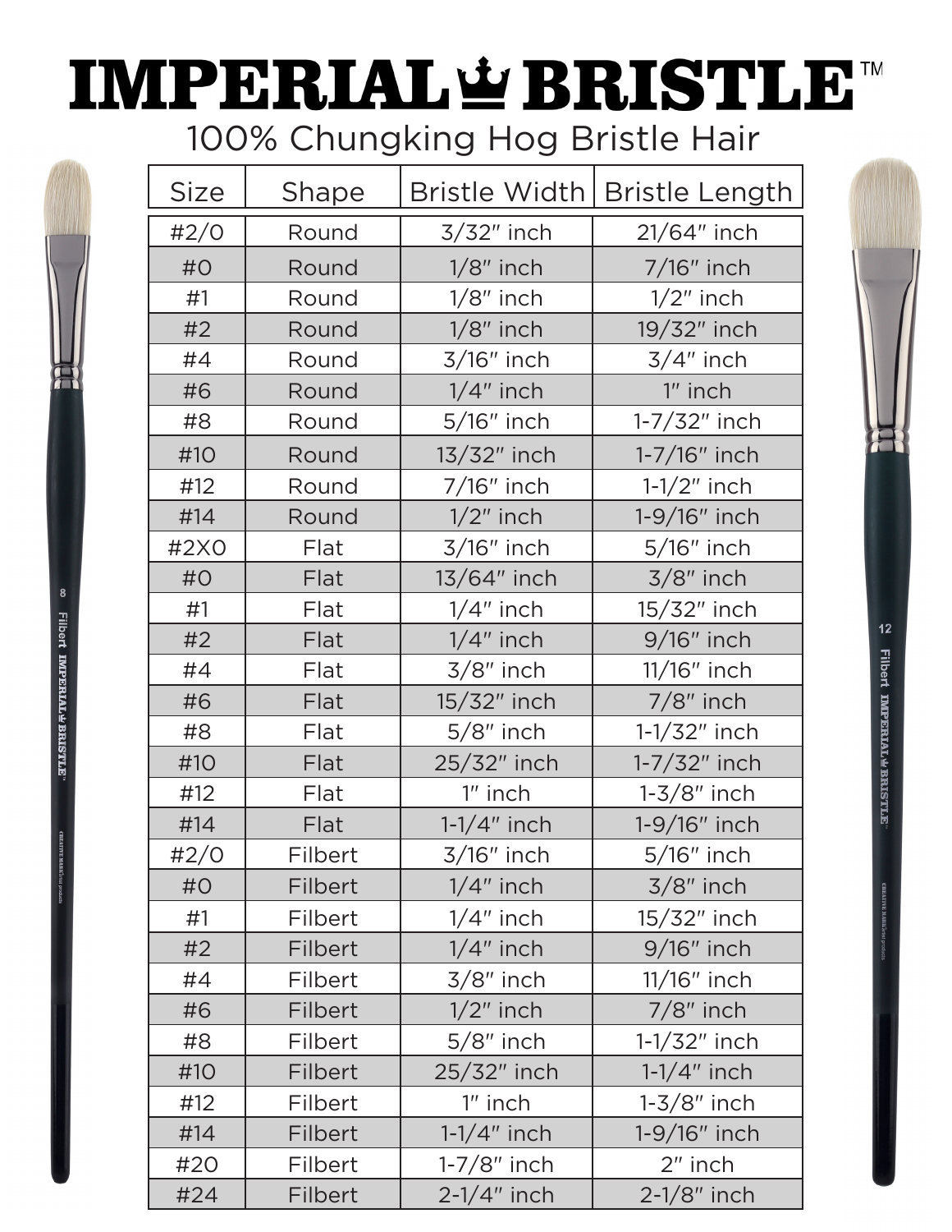# IMPERIAL BRISTLE™

## 100% Chungking Hog Bristle Hair

| Size | Shape | Bristle Width | Bristle Length |
| --- | --- | --- | --- |
| #2/0 | Round | 3/32″ inch | 21/64″ inch |
| #0 | Round | 1/8″ inch | 7/16″ inch |
| #1 | Round | 1/8″ inch | 1/2″ inch |
| #2 | Round | 1/8″ inch | 19/32″ inch |
| #4 | Round | 3/16″ inch | 3/4″ inch |
| #6 | Round | 1/4″ inch | 1″ inch |
| #8 | Round | 5/16″ inch | 1-7/32″ inch |
| #10 | Round | 13/32″ inch | 1-7/16″ inch |
| #12 | Round | 7/16″ inch | 1-1/2″ inch |
| #14 | Round | 1/2″ inch | 1-9/16″ inch |
| #2X0 | Flat | 3/16″ inch | 5/16″ inch |
| #0 | Flat | 13/64″ inch | 3/8″ inch |
| #1 | Flat | 1/4″ inch | 15/32″ inch |
| #2 | Flat | 1/4″ inch | 9/16″ inch |
| #4 | Flat | 3/8″ inch | 11/16″ inch |
| #6 | Flat | 15/32″ inch | 7/8″ inch |
| #8 | Flat | 5/8″ inch | 1-1/32″ inch |
| #10 | Flat | 25/32″ inch | 1-7/32″ inch |
| #12 | Flat | 1″ inch | 1-3/8″ inch |
| #14 | Flat | 1-1/4″ inch | 1-9/16″ inch |
| #2/0 | Filbert | 3/16″ inch | 5/16″ inch |
| #0 | Filbert | 1/4″ inch | 3/8″ inch |
| #1 | Filbert | 1/4″ inch | 15/32″ inch |
| #2 | Filbert | 1/4″ inch | 9/16″ inch |
| #4 | Filbert | 3/8″ inch | 11/16″ inch |
| #6 | Filbert | 1/2″ inch | 7/8″ inch |
| #8 | Filbert | 5/8″ inch | 1-1/32″ inch |
| #10 | Filbert | 25/32″ inch | 1-1/4″ inch |
| #12 | Filbert | 1″ inch | 1-3/8″ inch |
| #14 | Filbert | 1-1/4″ inch | 1-9/16″ inch |
| #20 | Filbert | 1-7/8″ inch | 2″ inch |
| #24 | Filbert | 2-1/4″ inch | 2-1/8″ inch |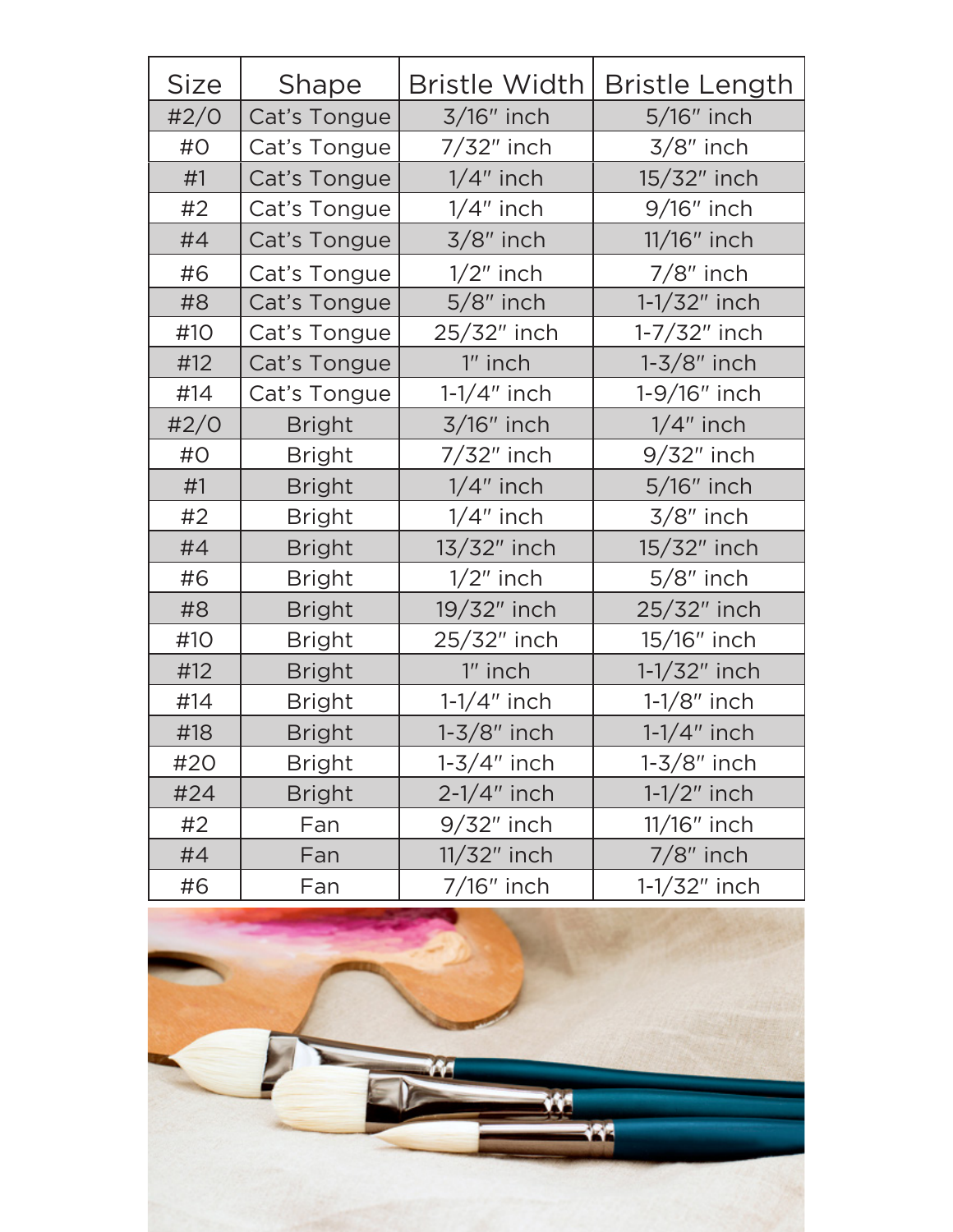| Size | Shape | Bristle Width | Bristle Length |
| --- | --- | --- | --- |
| #2/0 | Cat's Tongue | 3/16" inch | 5/16" inch |
| #0 | Cat's Tongue | 7/32" inch | 3/8" inch |
| #1 | Cat's Tongue | 1/4" inch | 15/32" inch |
| #2 | Cat's Tongue | 1/4" inch | 9/16" inch |
| #4 | Cat's Tongue | 3/8" inch | 11/16" inch |
| #6 | Cat's Tongue | 1/2" inch | 7/8" inch |
| #8 | Cat's Tongue | 5/8" inch | 1-1/32" inch |
| #10 | Cat's Tongue | 25/32" inch | 1-7/32" inch |
| #12 | Cat's Tongue | 1" inch | 1-3/8" inch |
| #14 | Cat's Tongue | 1-1/4" inch | 1-9/16" inch |
| #2/0 | Bright | 3/16" inch | 1/4" inch |
| #0 | Bright | 7/32" inch | 9/32" inch |
| #1 | Bright | 1/4" inch | 5/16" inch |
| #2 | Bright | 1/4" inch | 3/8" inch |
| #4 | Bright | 13/32" inch | 15/32" inch |
| #6 | Bright | 1/2" inch | 5/8" inch |
| #8 | Bright | 19/32" inch | 25/32" inch |
| #10 | Bright | 25/32" inch | 15/16" inch |
| #12 | Bright | 1" inch | 1-1/32" inch |
| #14 | Bright | 1-1/4" inch | 1-1/8" inch |
| #18 | Bright | 1-3/8" inch | 1-1/4" inch |
| #20 | Bright | 1-3/4" inch | 1-3/8" inch |
| #24 | Bright | 2-1/4" inch | 1-1/2" inch |
| #2 | Fan | 9/32" inch | 11/16" inch |
| #4 | Fan | 11/32" inch | 7/8" inch |
| #6 | Fan | 7/16" inch | 1-1/32" inch |